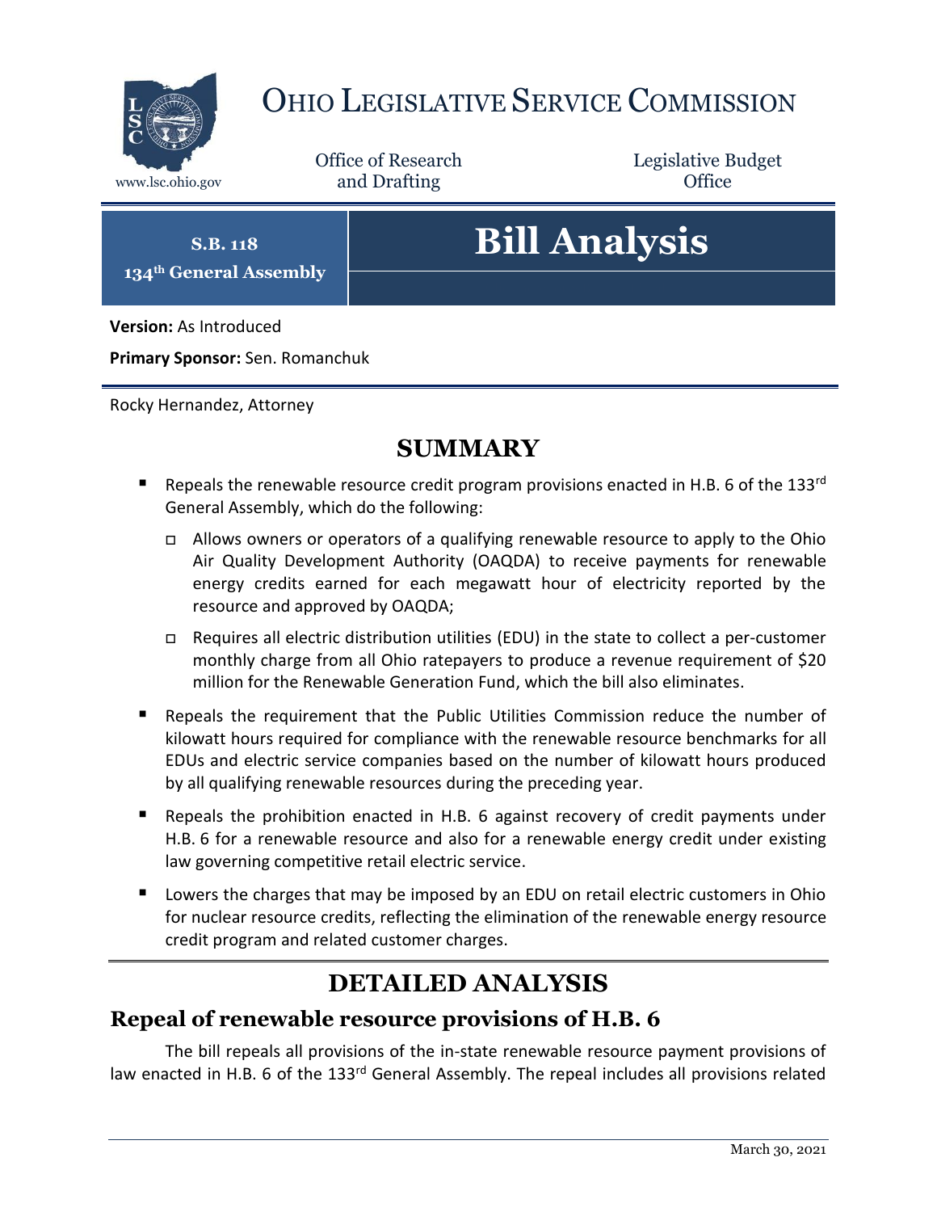# OHIO LEGISLATIVE SERVICE COMMISSION

www.lsc.ohio.gov

Office of Research and Drafting

Legislative Budget Office

**S.B. 118**
**134th General Assembly**

# Bill Analysis

**Version:** As Introduced

**Primary Sponsor:** Sen. Romanchuk

Rocky Hernandez, Attorney

## SUMMARY

- Repeals the renewable resource credit program provisions enacted in H.B. 6 of the 133rd General Assembly, which do the following:
  - Allows owners or operators of a qualifying renewable resource to apply to the Ohio Air Quality Development Authority (OAQDA) to receive payments for renewable energy credits earned for each megawatt hour of electricity reported by the resource and approved by OAQDA;
  - Requires all electric distribution utilities (EDU) in the state to collect a per-customer monthly charge from all Ohio ratepayers to produce a revenue requirement of $20 million for the Renewable Generation Fund, which the bill also eliminates.
- Repeals the requirement that the Public Utilities Commission reduce the number of kilowatt hours required for compliance with the renewable resource benchmarks for all EDUs and electric service companies based on the number of kilowatt hours produced by all qualifying renewable resources during the preceding year.
- Repeals the prohibition enacted in H.B. 6 against recovery of credit payments under H.B. 6 for a renewable resource and also for a renewable energy credit under existing law governing competitive retail electric service.
- Lowers the charges that may be imposed by an EDU on retail electric customers in Ohio for nuclear resource credits, reflecting the elimination of the renewable energy resource credit program and related customer charges.

## DETAILED ANALYSIS

### Repeal of renewable resource provisions of H.B. 6

The bill repeals all provisions of the in-state renewable resource payment provisions of law enacted in H.B. 6 of the 133rd General Assembly. The repeal includes all provisions related

March 30, 2021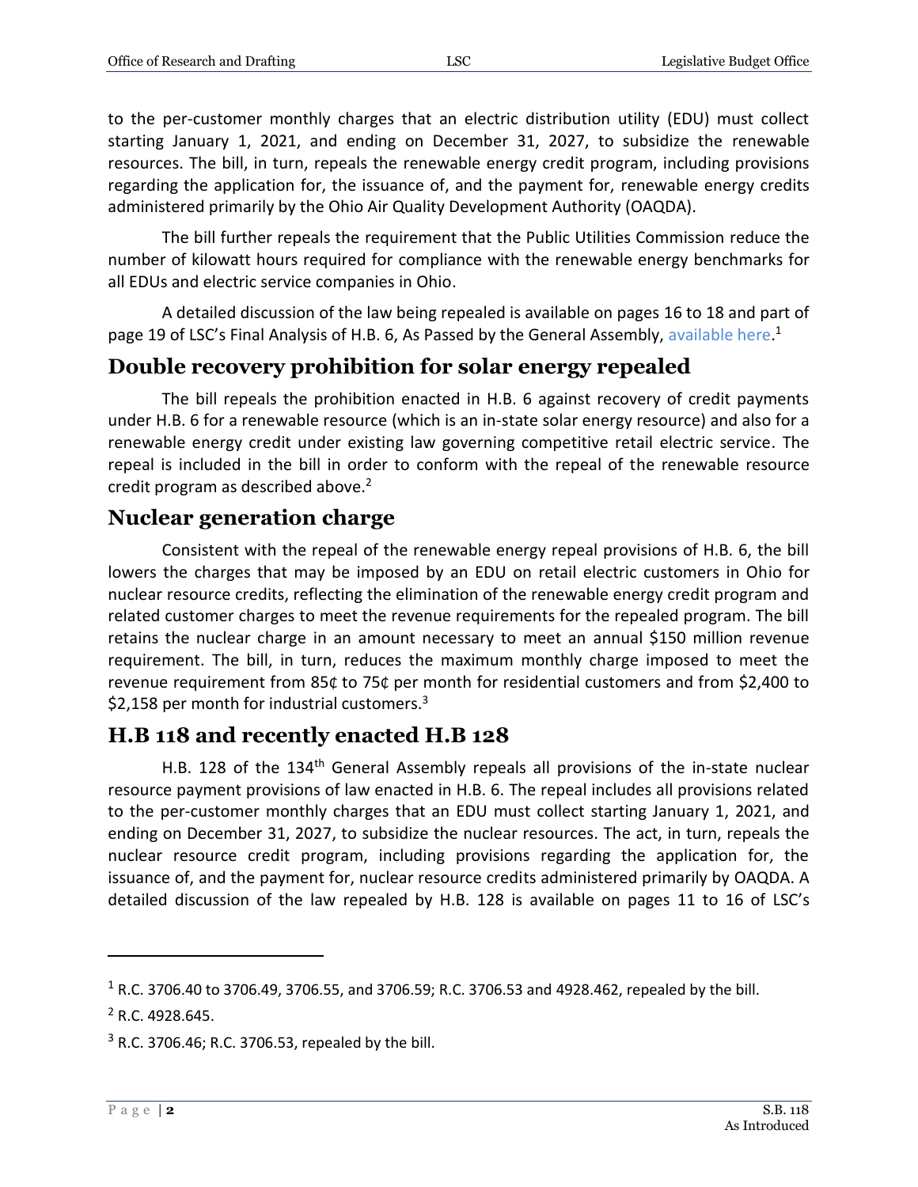to the per-customer monthly charges that an electric distribution utility (EDU) must collect starting January 1, 2021, and ending on December 31, 2027, to subsidize the renewable resources. The bill, in turn, repeals the renewable energy credit program, including provisions regarding the application for, the issuance of, and the payment for, renewable energy credits administered primarily by the Ohio Air Quality Development Authority (OAQDA).

The bill further repeals the requirement that the Public Utilities Commission reduce the number of kilowatt hours required for compliance with the renewable energy benchmarks for all EDUs and electric service companies in Ohio.

A detailed discussion of the law being repealed is available on pages 16 to 18 and part of page 19 of LSC's Final Analysis of H.B. 6, As Passed by the General Assembly, available here.[1]

## Double recovery prohibition for solar energy repealed

The bill repeals the prohibition enacted in H.B. 6 against recovery of credit payments under H.B. 6 for a renewable resource (which is an in-state solar energy resource) and also for a renewable energy credit under existing law governing competitive retail electric service. The repeal is included in the bill in order to conform with the repeal of the renewable resource credit program as described above.[2]

## Nuclear generation charge

Consistent with the repeal of the renewable energy repeal provisions of H.B. 6, the bill lowers the charges that may be imposed by an EDU on retail electric customers in Ohio for nuclear resource credits, reflecting the elimination of the renewable energy credit program and related customer charges to meet the revenue requirements for the repealed program. The bill retains the nuclear charge in an amount necessary to meet an annual $150 million revenue requirement. The bill, in turn, reduces the maximum monthly charge imposed to meet the revenue requirement from 85¢ to 75¢ per month for residential customers and from $2,400 to $2,158 per month for industrial customers.[3]

## H.B 118 and recently enacted H.B 128

H.B. 128 of the 134th General Assembly repeals all provisions of the in-state nuclear resource payment provisions of law enacted in H.B. 6. The repeal includes all provisions related to the per-customer monthly charges that an EDU must collect starting January 1, 2021, and ending on December 31, 2027, to subsidize the nuclear resources. The act, in turn, repeals the nuclear resource credit program, including provisions regarding the application for, the issuance of, and the payment for, nuclear resource credits administered primarily by OAQDA. A detailed discussion of the law repealed by H.B. 128 is available on pages 11 to 16 of LSC's

---

[1] R.C. 3706.40 to 3706.49, 3706.55, and 3706.59; R.C. 3706.53 and 4928.462, repealed by the bill.

[2] R.C. 4928.645.

[3] R.C. 3706.46; R.C. 3706.53, repealed by the bill.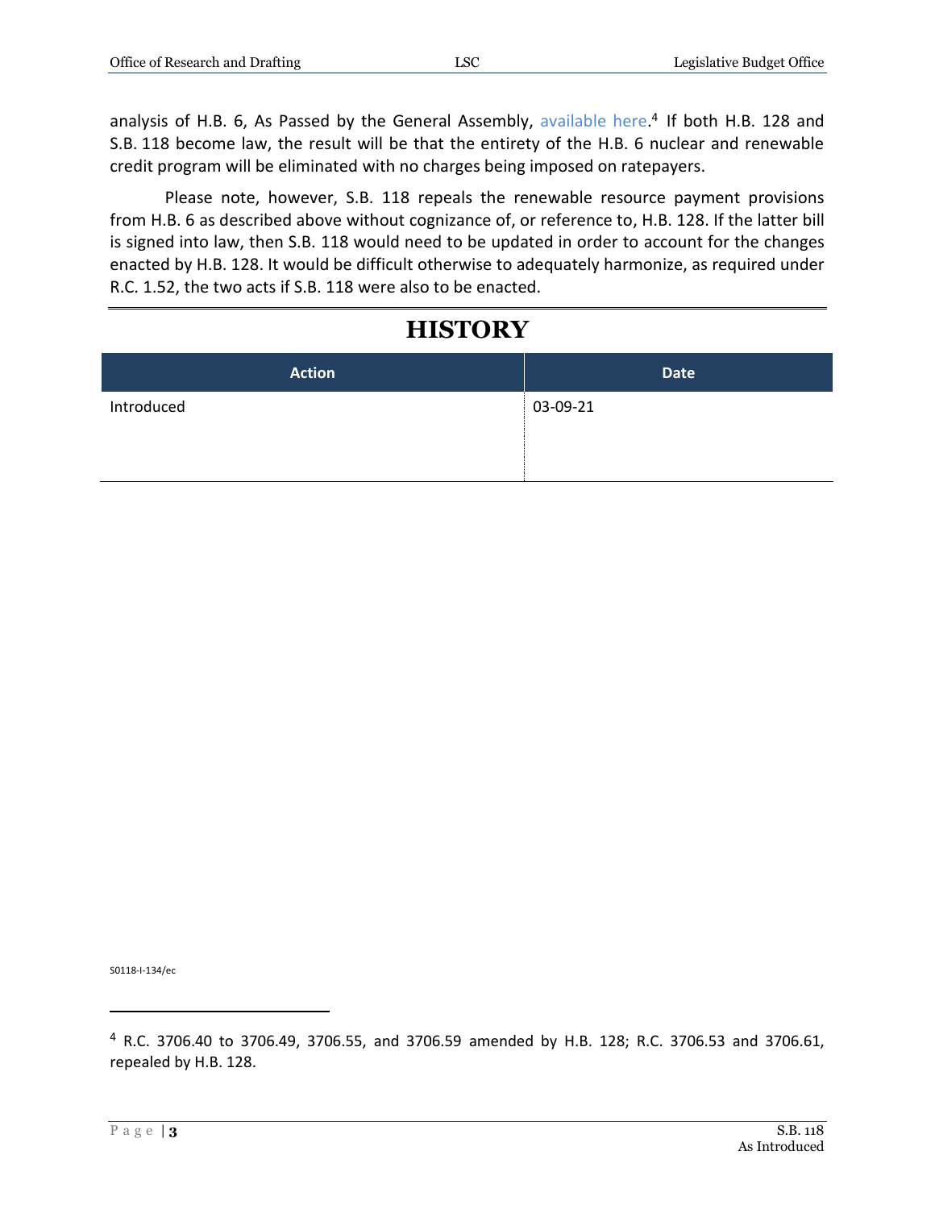analysis of H.B. 6, As Passed by the General Assembly, available here.[4] If both H.B. 128 and S.B. 118 become law, the result will be that the entirety of the H.B. 6 nuclear and renewable credit program will be eliminated with no charges being imposed on ratepayers.

Please note, however, S.B. 118 repeals the renewable resource payment provisions from H.B. 6 as described above without cognizance of, or reference to, H.B. 128. If the latter bill is signed into law, then S.B. 118 would need to be updated in order to account for the changes enacted by H.B. 128. It would be difficult otherwise to adequately harmonize, as required under R.C. 1.52, the two acts if S.B. 118 were also to be enacted.

# HISTORY

| Action | Date |
| --- | --- |
| Introduced | 03-09-21 |

S0118-I-134/ec

[4] R.C. 3706.40 to 3706.49, 3706.55, and 3706.59 amended by H.B. 128; R.C. 3706.53 and 3706.61, repealed by H.B. 128.